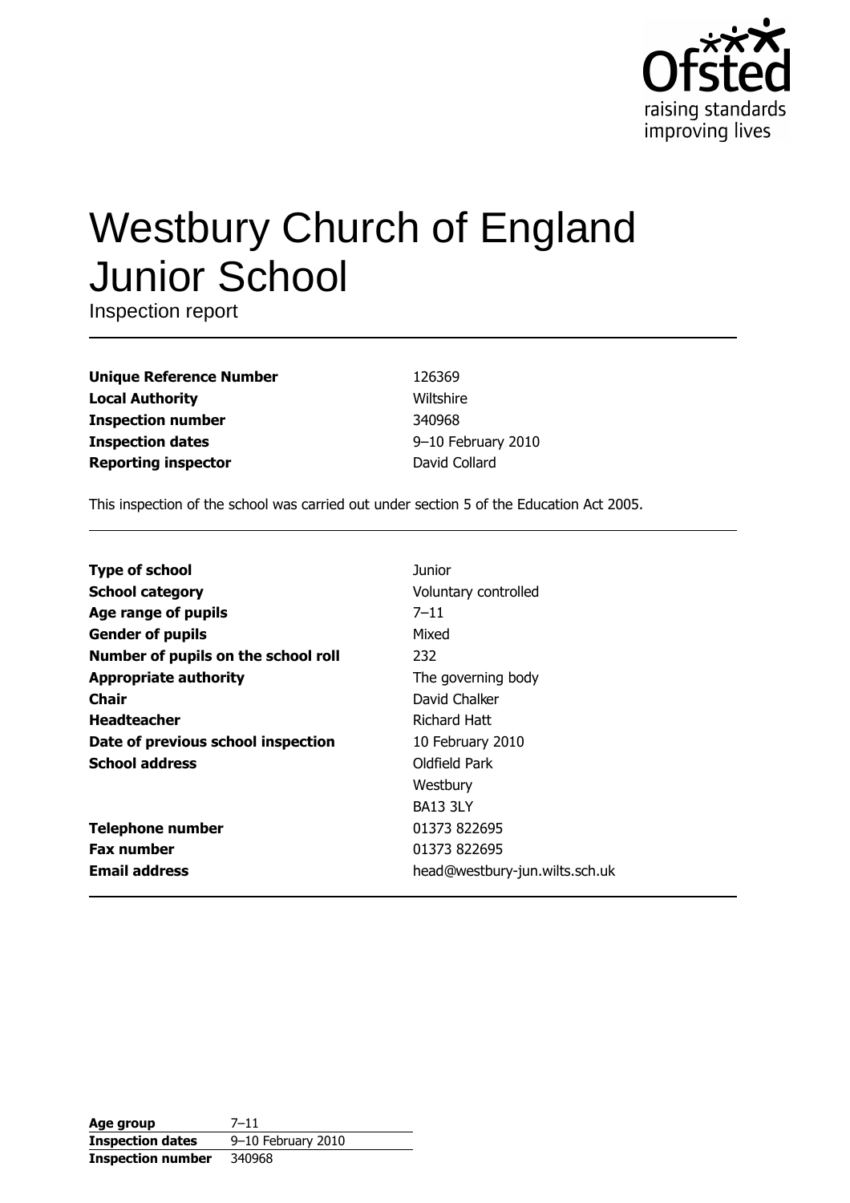# Westbury Church of England Junior School

Inspection report

| | |
|---|---|
| **Unique Reference Number** | 126369 |
| **Local Authority** | Wiltshire |
| **Inspection number** | 340968 |
| **Inspection dates** | 9–10 February 2010 |
| **Reporting inspector** | David Collard |

This inspection of the school was carried out under section 5 of the Education Act 2005.

| | |
|---|---|
| **Type of school** | Junior |
| **School category** | Voluntary controlled |
| **Age range of pupils** | 7–11 |
| **Gender of pupils** | Mixed |
| **Number of pupils on the school roll** | 232 |
| **Appropriate authority** | The governing body |
| **Chair** | David Chalker |
| **Headteacher** | Richard Hatt |
| **Date of previous school inspection** | 10 February 2010 |
| **School address** | Oldfield Park<br>Westbury<br>BA13 3LY |
| **Telephone number** | 01373 822695 |
| **Fax number** | 01373 822695 |
| **Email address** | head@westbury-jun.wilts.sch.uk |

| | |
|---|---|
| **Age group** | 7–11 |
| **Inspection dates** | 9–10 February 2010 |
| **Inspection number** | 340968 |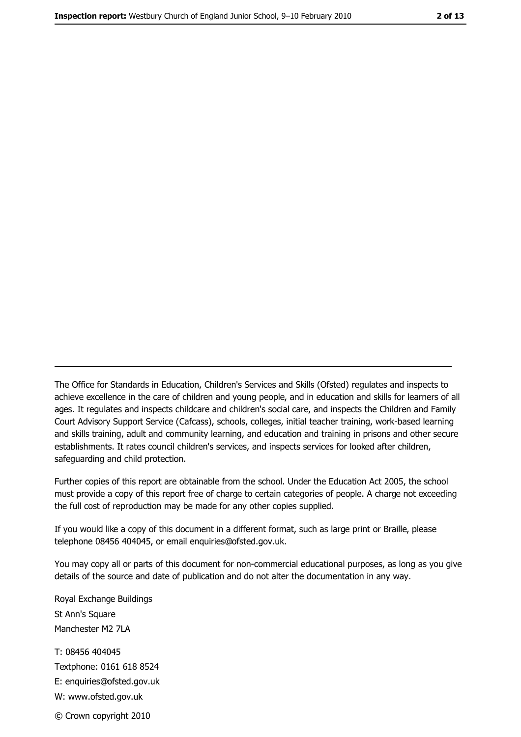The Office for Standards in Education, Children's Services and Skills (Ofsted) regulates and inspects to achieve excellence in the care of children and young people, and in education and skills for learners of all ages. It regulates and inspects childcare and children's social care, and inspects the Children and Family Court Advisory Support Service (Cafcass), schools, colleges, initial teacher training, work-based learning and skills training, adult and community learning, and education and training in prisons and other secure establishments. It rates council children's services, and inspects services for looked after children, safeguarding and child protection.

Further copies of this report are obtainable from the school. Under the Education Act 2005, the school must provide a copy of this report free of charge to certain categories of people. A charge not exceeding the full cost of reproduction may be made for any other copies supplied.

If you would like a copy of this document in a different format, such as large print or Braille, please telephone 08456 404045, or email enquiries@ofsted.gov.uk.

You may copy all or parts of this document for non-commercial educational purposes, as long as you give details of the source and date of publication and do not alter the documentation in any way.

Royal Exchange Buildings
St Ann's Square
Manchester M2 7LA

T: 08456 404045
Textphone: 0161 618 8524
E: enquiries@ofsted.gov.uk
W: www.ofsted.gov.uk

© Crown copyright 2010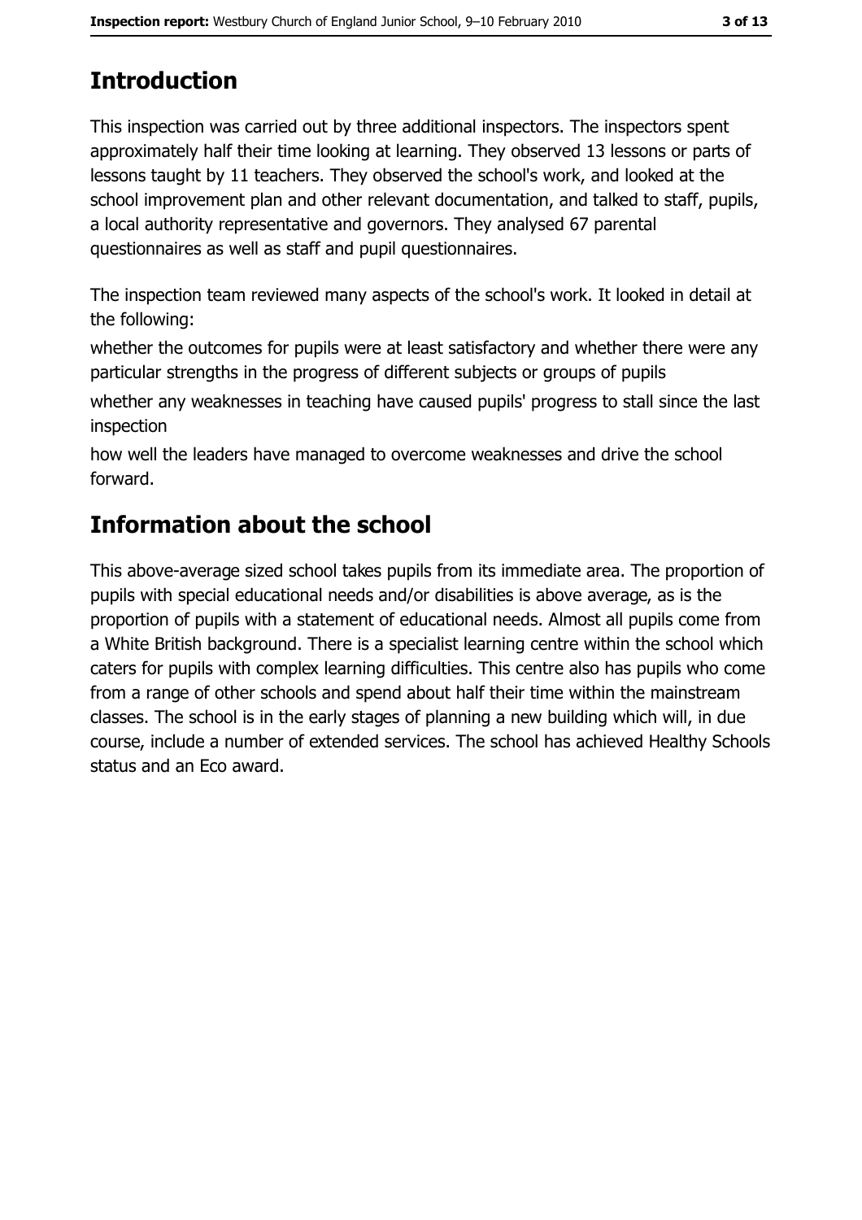## Introduction

This inspection was carried out by three additional inspectors. The inspectors spent approximately half their time looking at learning. They observed 13 lessons or parts of lessons taught by 11 teachers. They observed the school's work, and looked at the school improvement plan and other relevant documentation, and talked to staff, pupils, a local authority representative and governors. They analysed 67 parental questionnaires as well as staff and pupil questionnaires.

The inspection team reviewed many aspects of the school's work. It looked in detail at the following:

whether the outcomes for pupils were at least satisfactory and whether there were any particular strengths in the progress of different subjects or groups of pupils

whether any weaknesses in teaching have caused pupils' progress to stall since the last inspection

how well the leaders have managed to overcome weaknesses and drive the school forward.

## Information about the school

This above-average sized school takes pupils from its immediate area. The proportion of pupils with special educational needs and/or disabilities is above average, as is the proportion of pupils with a statement of educational needs. Almost all pupils come from a White British background. There is a specialist learning centre within the school which caters for pupils with complex learning difficulties. This centre also has pupils who come from a range of other schools and spend about half their time within the mainstream classes. The school is in the early stages of planning a new building which will, in due course, include a number of extended services. The school has achieved Healthy Schools status and an Eco award.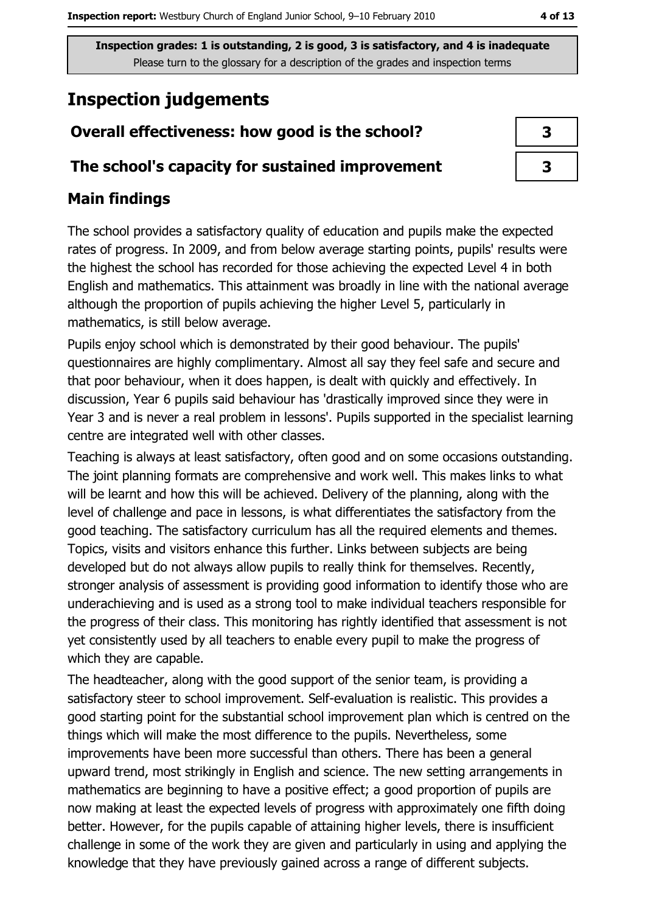Inspection grades: 1 is outstanding, 2 is good, 3 is satisfactory, and 4 is inadequate
Please turn to the glossary for a description of the grades and inspection terms

# Inspection judgements

| | |
|---|---|
| **Overall effectiveness: how good is the school?** | **3** |
| **The school's capacity for sustained improvement** | **3** |

## Main findings

The school provides a satisfactory quality of education and pupils make the expected rates of progress. In 2009, and from below average starting points, pupils' results were the highest the school has recorded for those achieving the expected Level 4 in both English and mathematics. This attainment was broadly in line with the national average although the proportion of pupils achieving the higher Level 5, particularly in mathematics, is still below average.

Pupils enjoy school which is demonstrated by their good behaviour. The pupils' questionnaires are highly complimentary. Almost all say they feel safe and secure and that poor behaviour, when it does happen, is dealt with quickly and effectively. In discussion, Year 6 pupils said behaviour has 'drastically improved since they were in Year 3 and is never a real problem in lessons'. Pupils supported in the specialist learning centre are integrated well with other classes.

Teaching is always at least satisfactory, often good and on some occasions outstanding. The joint planning formats are comprehensive and work well. This makes links to what will be learnt and how this will be achieved. Delivery of the planning, along with the level of challenge and pace in lessons, is what differentiates the satisfactory from the good teaching. The satisfactory curriculum has all the required elements and themes. Topics, visits and visitors enhance this further. Links between subjects are being developed but do not always allow pupils to really think for themselves. Recently, stronger analysis of assessment is providing good information to identify those who are underachieving and is used as a strong tool to make individual teachers responsible for the progress of their class. This monitoring has rightly identified that assessment is not yet consistently used by all teachers to enable every pupil to make the progress of which they are capable.

The headteacher, along with the good support of the senior team, is providing a satisfactory steer to school improvement. Self-evaluation is realistic. This provides a good starting point for the substantial school improvement plan which is centred on the things which will make the most difference to the pupils. Nevertheless, some improvements have been more successful than others. There has been a general upward trend, most strikingly in English and science. The new setting arrangements in mathematics are beginning to have a positive effect; a good proportion of pupils are now making at least the expected levels of progress with approximately one fifth doing better. However, for the pupils capable of attaining higher levels, there is insufficient challenge in some of the work they are given and particularly in using and applying the knowledge that they have previously gained across a range of different subjects.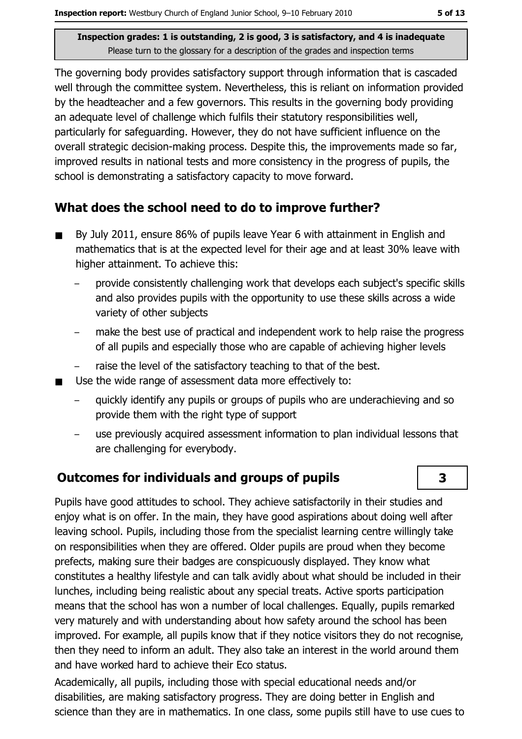Inspection grades: 1 is outstanding, 2 is good, 3 is satisfactory, and 4 is inadequate
Please turn to the glossary for a description of the grades and inspection terms

The governing body provides satisfactory support through information that is cascaded well through the committee system. Nevertheless, this is reliant on information provided by the headteacher and a few governors. This results in the governing body providing an adequate level of challenge which fulfils their statutory responsibilities well, particularly for safeguarding. However, they do not have sufficient influence on the overall strategic decision-making process. Despite this, the improvements made so far, improved results in national tests and more consistency in the progress of pupils, the school is demonstrating a satisfactory capacity to move forward.

## What does the school need to do to improve further?

- By July 2011, ensure 86% of pupils leave Year 6 with attainment in English and mathematics that is at the expected level for their age and at least 30% leave with higher attainment. To achieve this:
  - provide consistently challenging work that develops each subject's specific skills and also provides pupils with the opportunity to use these skills across a wide variety of other subjects
  - make the best use of practical and independent work to help raise the progress of all pupils and especially those who are capable of achieving higher levels
  - raise the level of the satisfactory teaching to that of the best.
- Use the wide range of assessment data more effectively to:
  - quickly identify any pupils or groups of pupils who are underachieving and so provide them with the right type of support
  - use previously acquired assessment information to plan individual lessons that are challenging for everybody.

## Outcomes for individuals and groups of pupils — 3

Pupils have good attitudes to school. They achieve satisfactorily in their studies and enjoy what is on offer. In the main, they have good aspirations about doing well after leaving school. Pupils, including those from the specialist learning centre willingly take on responsibilities when they are offered. Older pupils are proud when they become prefects, making sure their badges are conspicuously displayed. They know what constitutes a healthy lifestyle and can talk avidly about what should be included in their lunches, including being realistic about any special treats. Active sports participation means that the school has won a number of local challenges. Equally, pupils remarked very maturely and with understanding about how safety around the school has been improved. For example, all pupils know that if they notice visitors they do not recognise, then they need to inform an adult. They also take an interest in the world around them and have worked hard to achieve their Eco status.

Academically, all pupils, including those with special educational needs and/or disabilities, are making satisfactory progress. They are doing better in English and science than they are in mathematics. In one class, some pupils still have to use cues to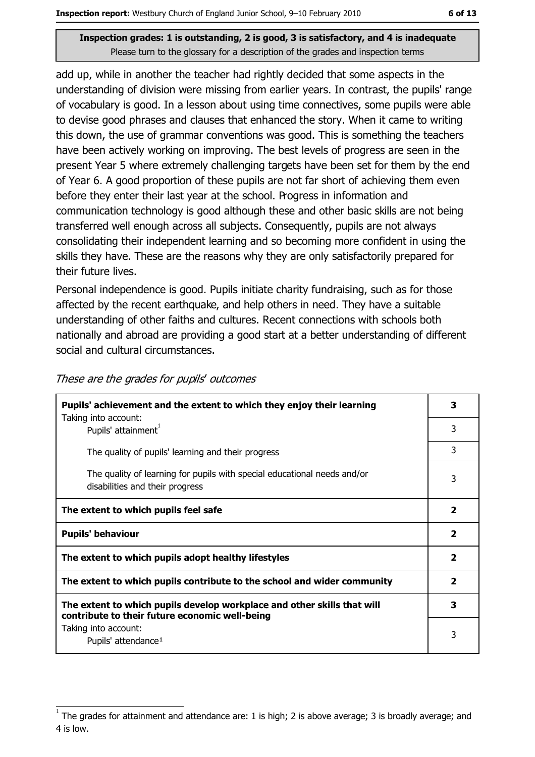**Inspection grades: 1 is outstanding, 2 is good, 3 is satisfactory, and 4 is inadequate**
Please turn to the glossary for a description of the grades and inspection terms

add up, while in another the teacher had rightly decided that some aspects in the understanding of division were missing from earlier years. In contrast, the pupils' range of vocabulary is good. In a lesson about using time connectives, some pupils were able to devise good phrases and clauses that enhanced the story. When it came to writing this down, the use of grammar conventions was good. This is something the teachers have been actively working on improving. The best levels of progress are seen in the present Year 5 where extremely challenging targets have been set for them by the end of Year 6. A good proportion of these pupils are not far short of achieving them even before they enter their last year at the school. Progress in information and communication technology is good although these and other basic skills are not being transferred well enough across all subjects. Consequently, pupils are not always consolidating their independent learning and so becoming more confident in using the skills they have. These are the reasons why they are only satisfactorily prepared for their future lives.

Personal independence is good. Pupils initiate charity fundraising, such as for those affected by the recent earthquake, and help others in need. They have a suitable understanding of other faiths and cultures. Recent connections with schools both nationally and abroad are providing a good start at a better understanding of different social and cultural circumstances.

*These are the grades for pupils' outcomes*

| | |
|---|---|
| **Pupils' achievement and the extent to which they enjoy their learning** | **3** |
| Taking into account: Pupils' attainment[1] | 3 |
| The quality of pupils' learning and their progress | 3 |
| The quality of learning for pupils with special educational needs and/or disabilities and their progress | 3 |
| **The extent to which pupils feel safe** | **2** |
| **Pupils' behaviour** | **2** |
| **The extent to which pupils adopt healthy lifestyles** | **2** |
| **The extent to which pupils contribute to the school and wider community** | **2** |
| **The extent to which pupils develop workplace and other skills that will contribute to their future economic well-being** | **3** |
| Taking into account: Pupils' attendance[1] | 3 |

[1] The grades for attainment and attendance are: 1 is high; 2 is above average; 3 is broadly average; and 4 is low.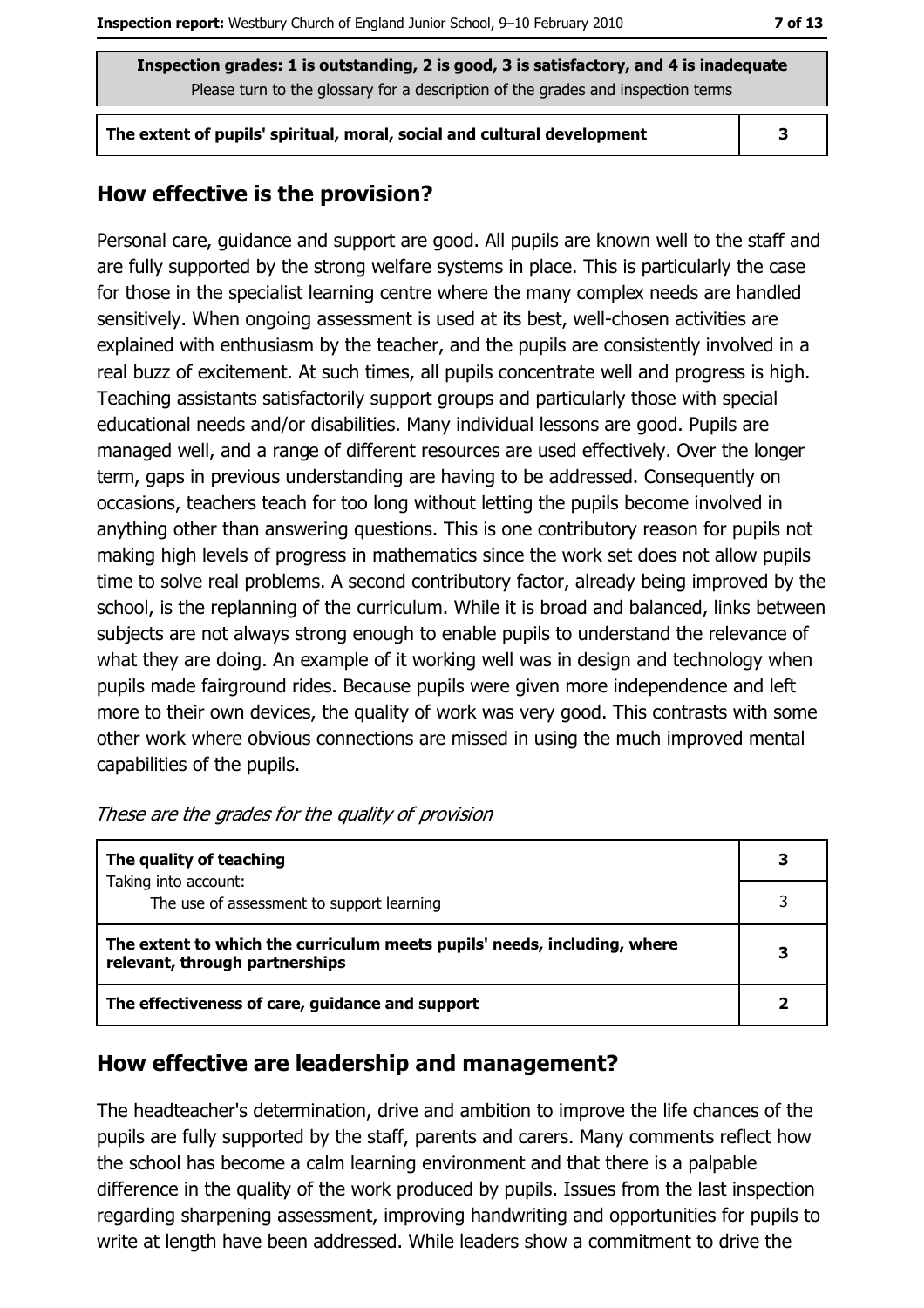| Inspection grades: 1 is outstanding, 2 is good, 3 is satisfactory, and 4 is inadequate<br>Please turn to the glossary for a description of the grades and inspection terms | |
|---|---|
| **The extent of pupils' spiritual, moral, social and cultural development** | **3** |

## How effective is the provision?

Personal care, guidance and support are good. All pupils are known well to the staff and are fully supported by the strong welfare systems in place. This is particularly the case for those in the specialist learning centre where the many complex needs are handled sensitively. When ongoing assessment is used at its best, well-chosen activities are explained with enthusiasm by the teacher, and the pupils are consistently involved in a real buzz of excitement. At such times, all pupils concentrate well and progress is high. Teaching assistants satisfactorily support groups and particularly those with special educational needs and/or disabilities. Many individual lessons are good. Pupils are managed well, and a range of different resources are used effectively. Over the longer term, gaps in previous understanding are having to be addressed. Consequently on occasions, teachers teach for too long without letting the pupils become involved in anything other than answering questions. This is one contributory reason for pupils not making high levels of progress in mathematics since the work set does not allow pupils time to solve real problems. A second contributory factor, already being improved by the school, is the replanning of the curriculum. While it is broad and balanced, links between subjects are not always strong enough to enable pupils to understand the relevance of what they are doing. An example of it working well was in design and technology when pupils made fairground rides. Because pupils were given more independence and left more to their own devices, the quality of work was very good. This contrasts with some other work where obvious connections are missed in using the much improved mental capabilities of the pupils.

*These are the grades for the quality of provision*

| | |
|---|---|
| **The quality of teaching**<br>Taking into account: | **3** |
| The use of assessment to support learning | 3 |
| **The extent to which the curriculum meets pupils' needs, including, where relevant, through partnerships** | **3** |
| **The effectiveness of care, guidance and support** | **2** |

## How effective are leadership and management?

The headteacher's determination, drive and ambition to improve the life chances of the pupils are fully supported by the staff, parents and carers. Many comments reflect how the school has become a calm learning environment and that there is a palpable difference in the quality of the work produced by pupils. Issues from the last inspection regarding sharpening assessment, improving handwriting and opportunities for pupils to write at length have been addressed. While leaders show a commitment to drive the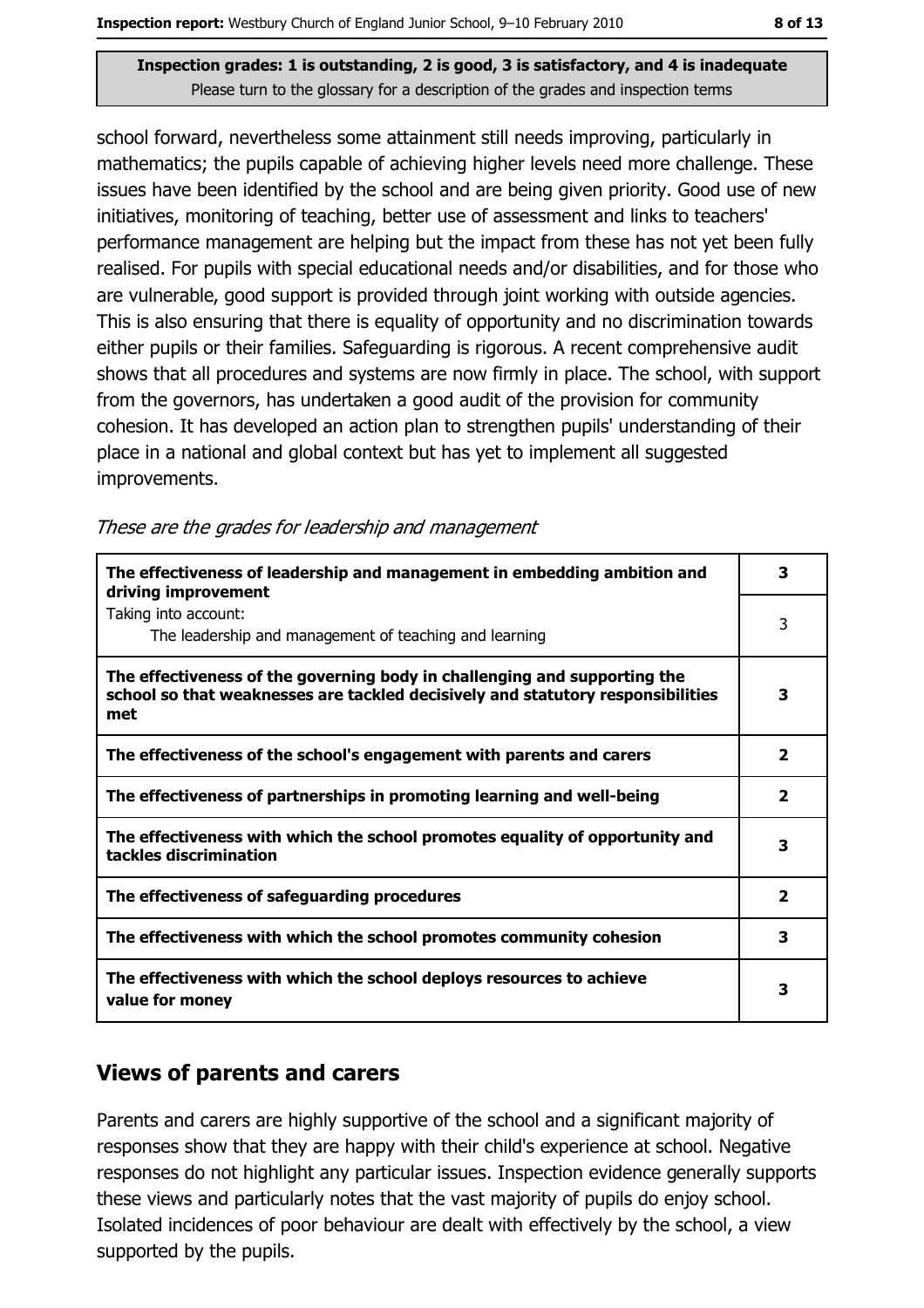Inspection grades: 1 is outstanding, 2 is good, 3 is satisfactory, and 4 is inadequate
Please turn to the glossary for a description of the grades and inspection terms

school forward, nevertheless some attainment still needs improving, particularly in mathematics; the pupils capable of achieving higher levels need more challenge. These issues have been identified by the school and are being given priority. Good use of new initiatives, monitoring of teaching, better use of assessment and links to teachers' performance management are helping but the impact from these has not yet been fully realised. For pupils with special educational needs and/or disabilities, and for those who are vulnerable, good support is provided through joint working with outside agencies. This is also ensuring that there is equality of opportunity and no discrimination towards either pupils or their families. Safeguarding is rigorous. A recent comprehensive audit shows that all procedures and systems are now firmly in place. The school, with support from the governors, has undertaken a good audit of the provision for community cohesion. It has developed an action plan to strengthen pupils' understanding of their place in a national and global context but has yet to implement all suggested improvements.

*These are the grades for leadership and management*

| | |
|---|---|
| **The effectiveness of leadership and management in embedding ambition and driving improvement** | **3** |
| Taking into account: The leadership and management of teaching and learning | 3 |
| **The effectiveness of the governing body in challenging and supporting the school so that weaknesses are tackled decisively and statutory responsibilities met** | **3** |
| **The effectiveness of the school's engagement with parents and carers** | **2** |
| **The effectiveness of partnerships in promoting learning and well-being** | **2** |
| **The effectiveness with which the school promotes equality of opportunity and tackles discrimination** | **3** |
| **The effectiveness of safeguarding procedures** | **2** |
| **The effectiveness with which the school promotes community cohesion** | **3** |
| **The effectiveness with which the school deploys resources to achieve value for money** | **3** |

## Views of parents and carers

Parents and carers are highly supportive of the school and a significant majority of responses show that they are happy with their child's experience at school. Negative responses do not highlight any particular issues. Inspection evidence generally supports these views and particularly notes that the vast majority of pupils do enjoy school. Isolated incidences of poor behaviour are dealt with effectively by the school, a view supported by the pupils.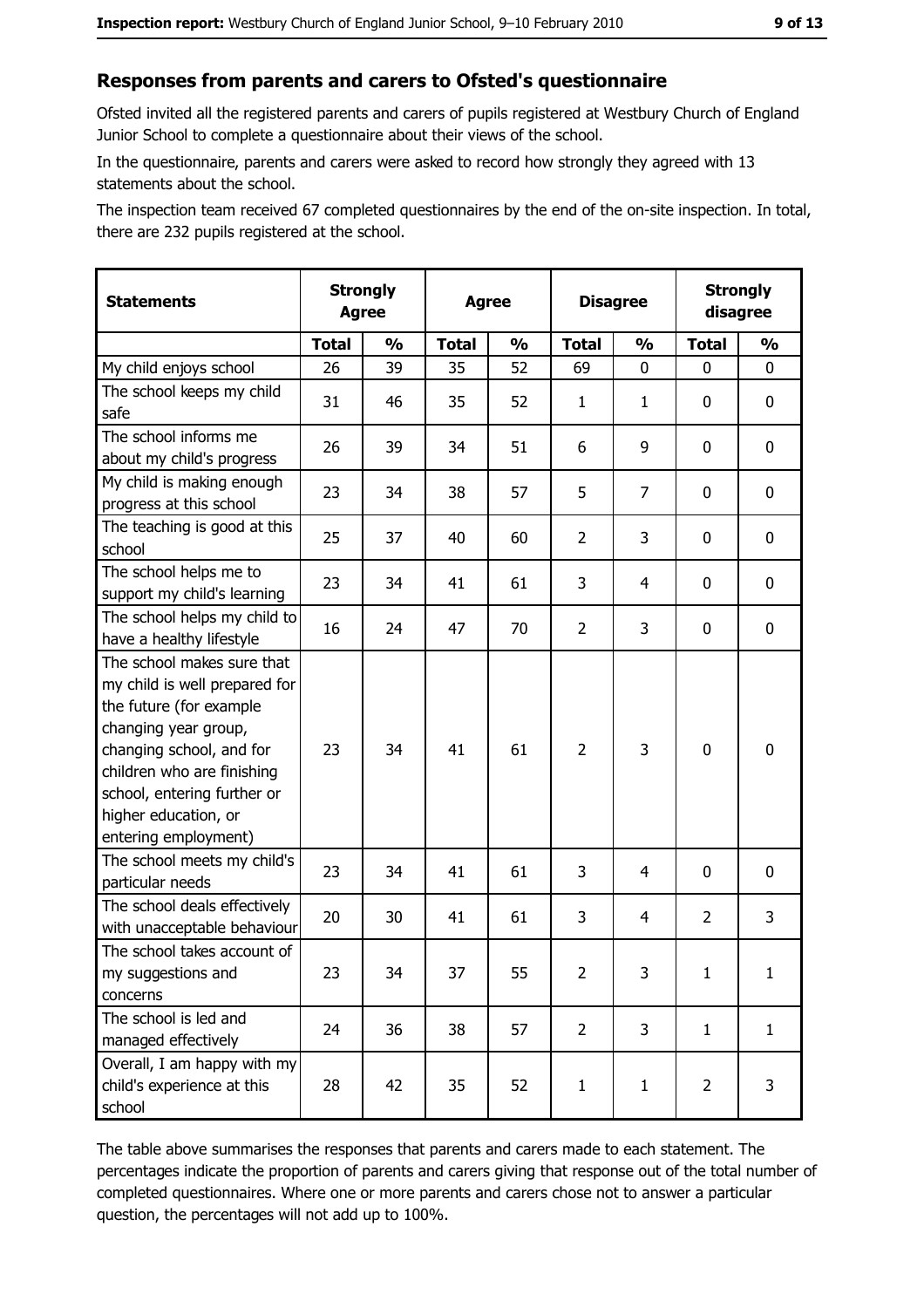## Responses from parents and carers to Ofsted's questionnaire

Ofsted invited all the registered parents and carers of pupils registered at Westbury Church of England Junior School to complete a questionnaire about their views of the school.

In the questionnaire, parents and carers were asked to record how strongly they agreed with 13 statements about the school.

The inspection team received 67 completed questionnaires by the end of the on-site inspection. In total, there are 232 pupils registered at the school.

| Statements | Strongly Agree | | Agree | | Disagree | | Strongly disagree | |
|---|---|---|---|---|---|---|---|---|
| | Total | % | Total | % | Total | % | Total | % |
| My child enjoys school | 26 | 39 | 35 | 52 | 69 | 0 | 0 | 0 |
| The school keeps my child safe | 31 | 46 | 35 | 52 | 1 | 1 | 0 | 0 |
| The school informs me about my child's progress | 26 | 39 | 34 | 51 | 6 | 9 | 0 | 0 |
| My child is making enough progress at this school | 23 | 34 | 38 | 57 | 5 | 7 | 0 | 0 |
| The teaching is good at this school | 25 | 37 | 40 | 60 | 2 | 3 | 0 | 0 |
| The school helps me to support my child's learning | 23 | 34 | 41 | 61 | 3 | 4 | 0 | 0 |
| The school helps my child to have a healthy lifestyle | 16 | 24 | 47 | 70 | 2 | 3 | 0 | 0 |
| The school makes sure that my child is well prepared for the future (for example changing year group, changing school, and for children who are finishing school, entering further or higher education, or entering employment) | 23 | 34 | 41 | 61 | 2 | 3 | 0 | 0 |
| The school meets my child's particular needs | 23 | 34 | 41 | 61 | 3 | 4 | 0 | 0 |
| The school deals effectively with unacceptable behaviour | 20 | 30 | 41 | 61 | 3 | 4 | 2 | 3 |
| The school takes account of my suggestions and concerns | 23 | 34 | 37 | 55 | 2 | 3 | 1 | 1 |
| The school is led and managed effectively | 24 | 36 | 38 | 57 | 2 | 3 | 1 | 1 |
| Overall, I am happy with my child's experience at this school | 28 | 42 | 35 | 52 | 1 | 1 | 2 | 3 |

The table above summarises the responses that parents and carers made to each statement. The percentages indicate the proportion of parents and carers giving that response out of the total number of completed questionnaires. Where one or more parents and carers chose not to answer a particular question, the percentages will not add up to 100%.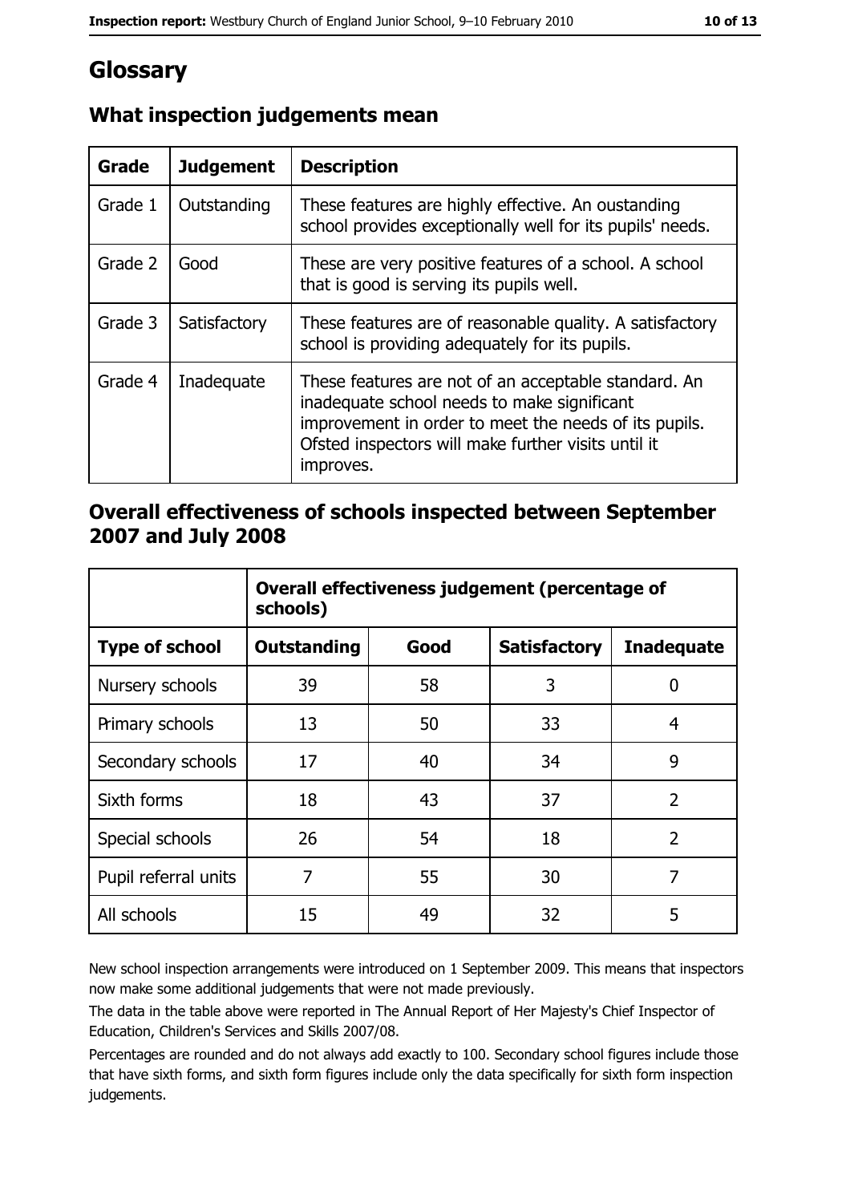# Glossary

## What inspection judgements mean

| Grade | Judgement | Description |
|---|---|---|
| Grade 1 | Outstanding | These features are highly effective. An oustanding school provides exceptionally well for its pupils' needs. |
| Grade 2 | Good | These are very positive features of a school. A school that is good is serving its pupils well. |
| Grade 3 | Satisfactory | These features are of reasonable quality. A satisfactory school is providing adequately for its pupils. |
| Grade 4 | Inadequate | These features are not of an acceptable standard. An inadequate school needs to make significant improvement in order to meet the needs of its pupils. Ofsted inspectors will make further visits until it improves. |

## Overall effectiveness of schools inspected between September 2007 and July 2008

| | Overall effectiveness judgement (percentage of schools) | | | |
|---|---|---|---|---|
| **Type of school** | **Outstanding** | **Good** | **Satisfactory** | **Inadequate** |
| Nursery schools | 39 | 58 | 3 | 0 |
| Primary schools | 13 | 50 | 33 | 4 |
| Secondary schools | 17 | 40 | 34 | 9 |
| Sixth forms | 18 | 43 | 37 | 2 |
| Special schools | 26 | 54 | 18 | 2 |
| Pupil referral units | 7 | 55 | 30 | 7 |
| All schools | 15 | 49 | 32 | 5 |

New school inspection arrangements were introduced on 1 September 2009. This means that inspectors now make some additional judgements that were not made previously.

The data in the table above were reported in The Annual Report of Her Majesty's Chief Inspector of Education, Children's Services and Skills 2007/08.

Percentages are rounded and do not always add exactly to 100. Secondary school figures include those that have sixth forms, and sixth form figures include only the data specifically for sixth form inspection judgements.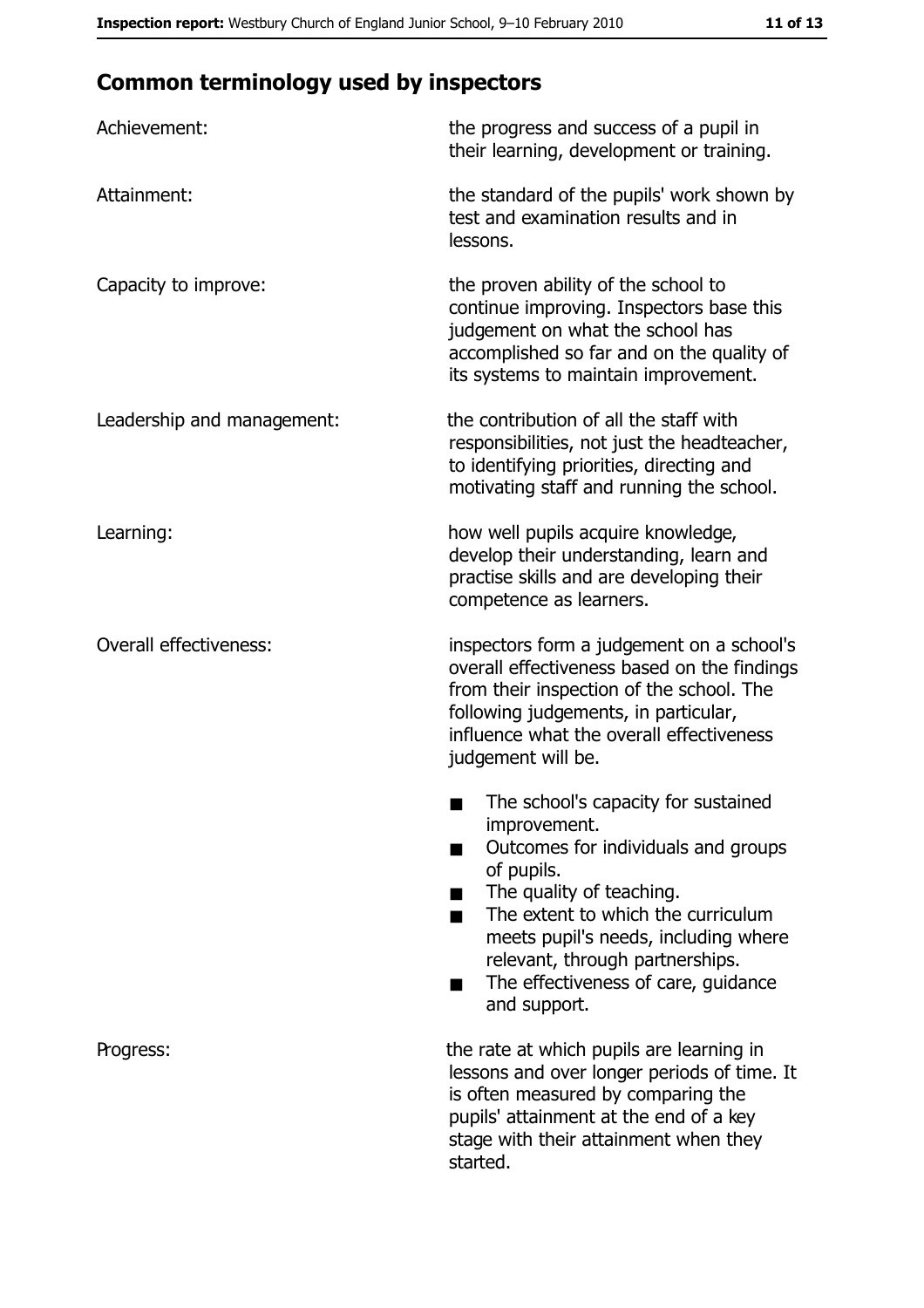## Common terminology used by inspectors

| | |
|---|---|
| Achievement: | the progress and success of a pupil in their learning, development or training. |
| Attainment: | the standard of the pupils' work shown by test and examination results and in lessons. |
| Capacity to improve: | the proven ability of the school to continue improving. Inspectors base this judgement on what the school has accomplished so far and on the quality of its systems to maintain improvement. |
| Leadership and management: | the contribution of all the staff with responsibilities, not just the headteacher, to identifying priorities, directing and motivating staff and running the school. |
| Learning: | how well pupils acquire knowledge, develop their understanding, learn and practise skills and are developing their competence as learners. |
| Overall effectiveness: | inspectors form a judgement on a school's overall effectiveness based on the findings from their inspection of the school. The following judgements, in particular, influence what the overall effectiveness judgement will be. ■ The school's capacity for sustained improvement. ■ Outcomes for individuals and groups of pupils. ■ The quality of teaching. ■ The extent to which the curriculum meets pupil's needs, including where relevant, through partnerships. ■ The effectiveness of care, guidance and support. |
| Progress: | the rate at which pupils are learning in lessons and over longer periods of time. It is often measured by comparing the pupils' attainment at the end of a key stage with their attainment when they started. |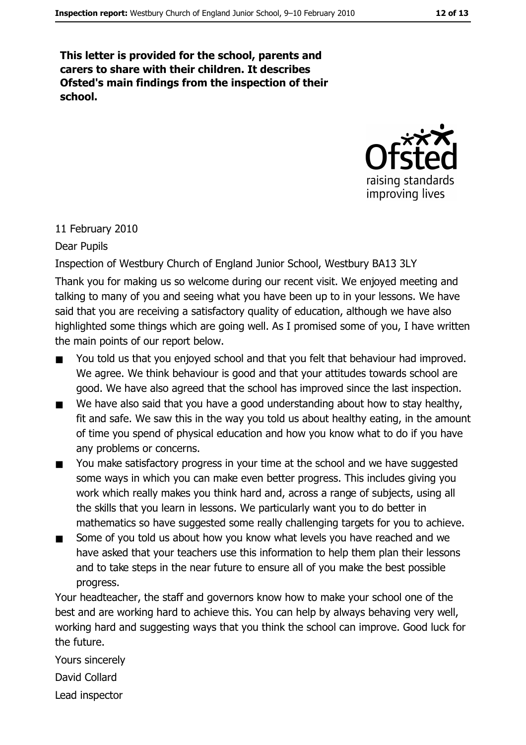**This letter is provided for the school, parents and carers to share with their children. It describes Ofsted's main findings from the inspection of their school.**

11 February 2010

Dear Pupils

Inspection of Westbury Church of England Junior School, Westbury BA13 3LY

Thank you for making us so welcome during our recent visit. We enjoyed meeting and talking to many of you and seeing what you have been up to in your lessons. We have said that you are receiving a satisfactory quality of education, although we have also highlighted some things which are going well. As I promised some of you, I have written the main points of our report below.

- You told us that you enjoyed school and that you felt that behaviour had improved. We agree. We think behaviour is good and that your attitudes towards school are good. We have also agreed that the school has improved since the last inspection.
- We have also said that you have a good understanding about how to stay healthy, fit and safe. We saw this in the way you told us about healthy eating, in the amount of time you spend of physical education and how you know what to do if you have any problems or concerns.
- You make satisfactory progress in your time at the school and we have suggested some ways in which you can make even better progress. This includes giving you work which really makes you think hard and, across a range of subjects, using all the skills that you learn in lessons. We particularly want you to do better in mathematics so have suggested some really challenging targets for you to achieve.
- Some of you told us about how you know what levels you have reached and we have asked that your teachers use this information to help them plan their lessons and to take steps in the near future to ensure all of you make the best possible progress.

Your headteacher, the staff and governors know how to make your school one of the best and are working hard to achieve this. You can help by always behaving very well, working hard and suggesting ways that you think the school can improve. Good luck for the future.

Yours sincerely

David Collard

Lead inspector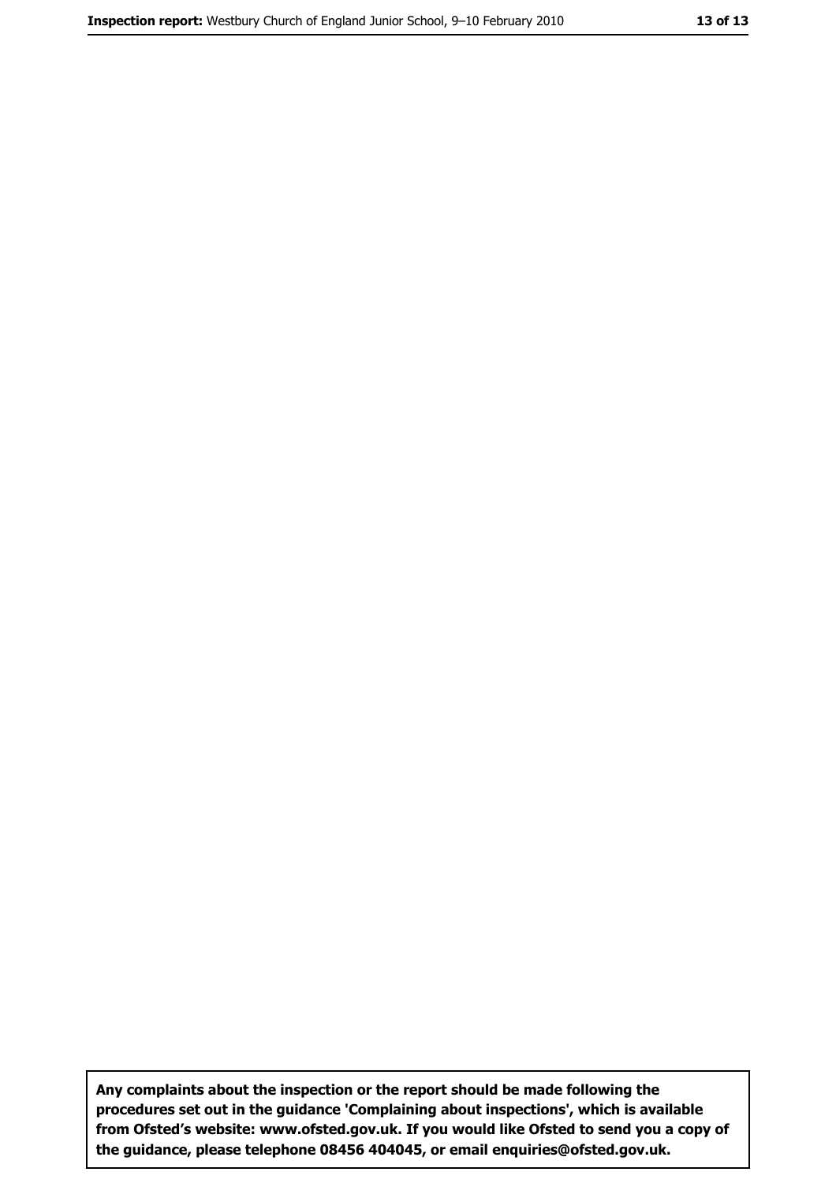**Any complaints about the inspection or the report should be made following the procedures set out in the guidance 'Complaining about inspections', which is available from Ofsted's website: www.ofsted.gov.uk. If you would like Ofsted to send you a copy of the guidance, please telephone 08456 404045, or email enquiries@ofsted.gov.uk.**